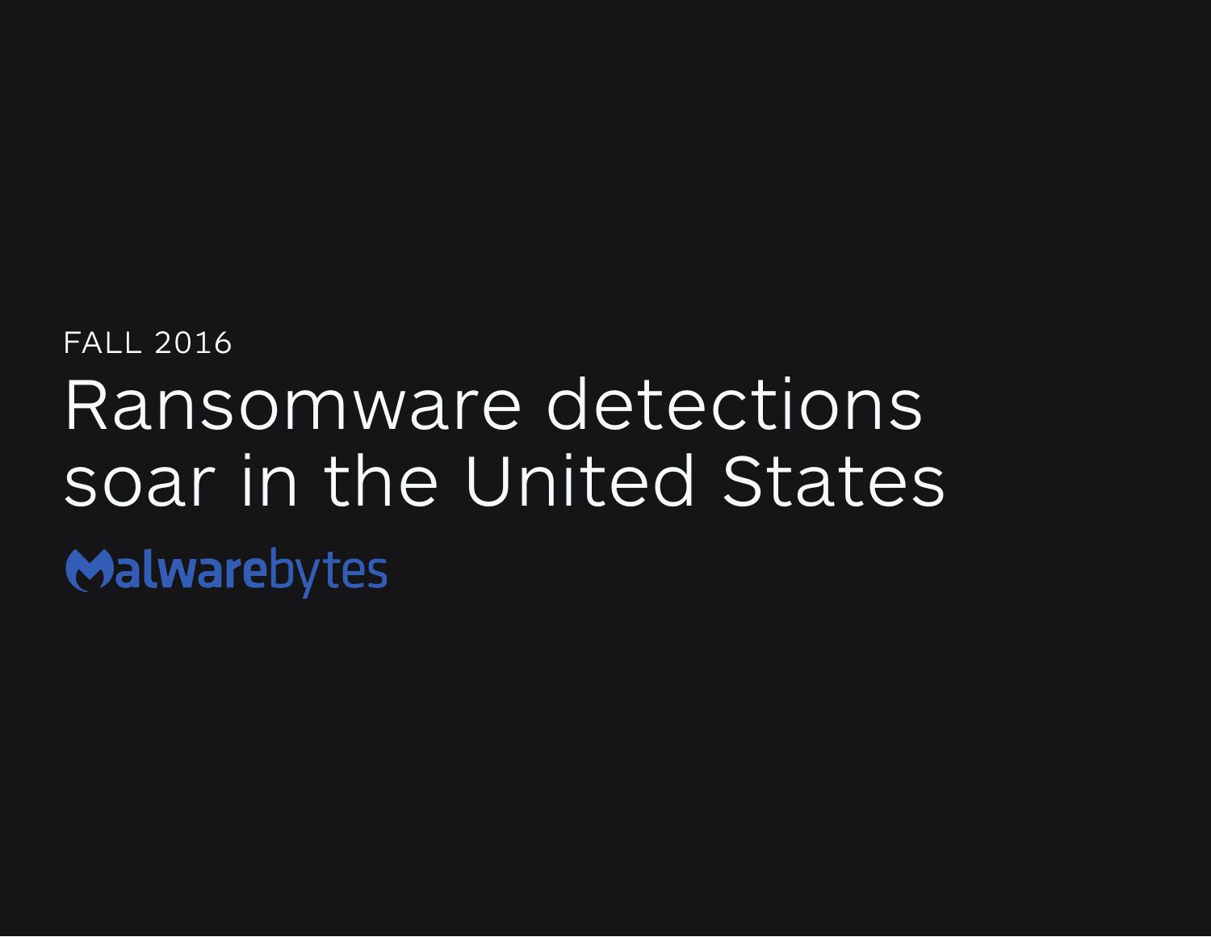FALL 2016

# Ransomware detections soar in the United States

Malwarebytes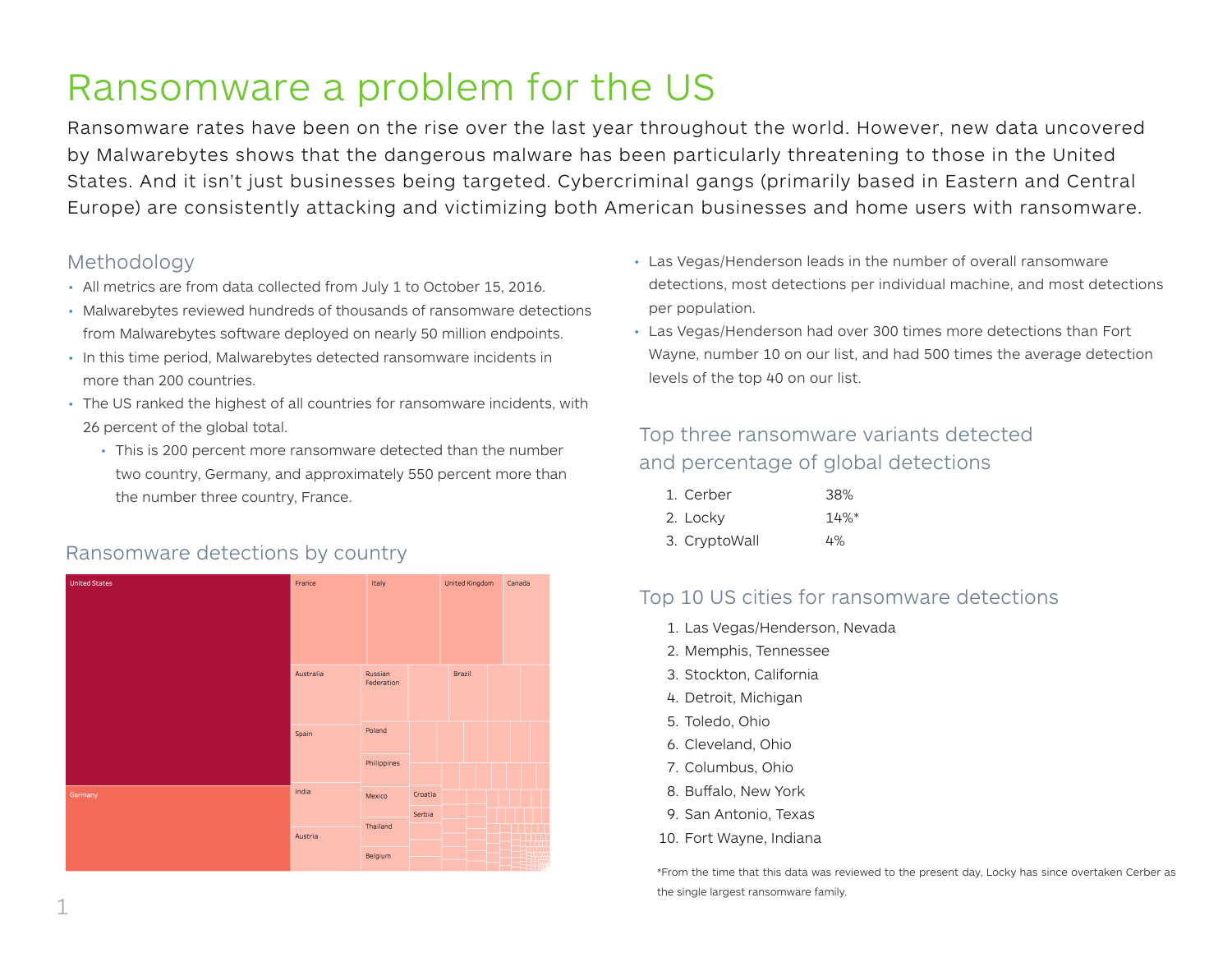# Ransomware a problem for the US

Ransomware rates have been on the rise over the last year throughout the world. However, new data uncovered by Malwarebytes shows that the dangerous malware has been particularly threatening to those in the United States. And it isn't just businesses being targeted. Cybercriminal gangs (primarily based in Eastern and Central Europe) are consistently attacking and victimizing both American businesses and home users with ransomware.

## Methodology

- All metrics are from data collected from July 1 to October 15, 2016.
- Malwarebytes reviewed hundreds of thousands of ransomware detections from Malwarebytes software deployed on nearly 50 million endpoints.
- In this time period, Malwarebytes detected ransomware incidents in more than 200 countries.
- The US ranked the highest of all countries for ransomware incidents, with 26 percent of the global total.
  - This is 200 percent more ransomware detected than the number two country, Germany, and approximately 550 percent more than the number three country, France.

## Ransomware detections by country

United States, Germany, France, Italy, United Kingdom, Canada, Australia, Russian Federation, Brazil, Spain, Poland, Philippines, India, Mexico, Croatia, Serbia, Austria, Thailand, Belgium

- Las Vegas/Henderson leads in the number of overall ransomware detections, most detections per individual machine, and most detections per population.
- Las Vegas/Henderson had over 300 times more detections than Fort Wayne, number 10 on our list, and had 500 times the average detection levels of the top 40 on our list.

## Top three ransomware variants detected and percentage of global detections

1. Cerber 38%
2. Locky 14%*
3. CryptoWall 4%

## Top 10 US cities for ransomware detections

1. Las Vegas/Henderson, Nevada
2. Memphis, Tennessee
3. Stockton, California
4. Detroit, Michigan
5. Toledo, Ohio
6. Cleveland, Ohio
7. Columbus, Ohio
8. Buffalo, New York
9. San Antonio, Texas
10. Fort Wayne, Indiana

*From the time that this data was reviewed to the present day, Locky has since overtaken Cerber as the single largest ransomware family.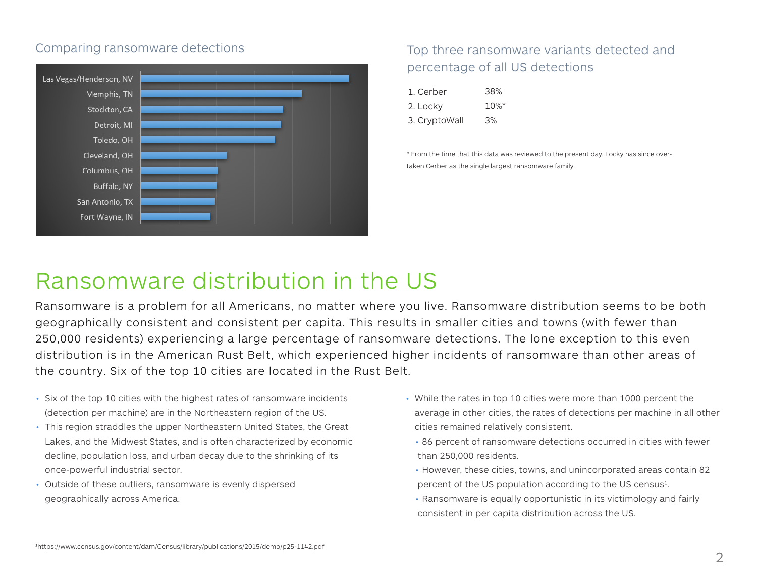### Comparing ransomware detections

Las Vegas/Henderson, NV
Memphis, TN
Stockton, CA
Detroit, MI
Toledo, OH
Cleveland, OH
Columbus, OH
Buffalo, NY
San Antonio, TX
Fort Wayne, IN

### Top three ransomware variants detected and percentage of all US detections

| | |
|---|---|
| 1. Cerber | 38% |
| 2. Locky | 10%* |
| 3. CryptoWall | 3% |

\* From the time that this data was reviewed to the present day, Locky has since overtaken Cerber as the single largest ransomware family.

# Ransomware distribution in the US

Ransomware is a problem for all Americans, no matter where you live. Ransomware distribution seems to be both geographically consistent and consistent per capita. This results in smaller cities and towns (with fewer than 250,000 residents) experiencing a large percentage of ransomware detections. The lone exception to this even distribution is in the American Rust Belt, which experienced higher incidents of ransomware than other areas of the country. Six of the top 10 cities are located in the Rust Belt.

- Six of the top 10 cities with the highest rates of ransomware incidents (detection per machine) are in the Northeastern region of the US.
- This region straddles the upper Northeastern United States, the Great Lakes, and the Midwest States, and is often characterized by economic decline, population loss, and urban decay due to the shrinking of its once-powerful industrial sector.
- Outside of these outliers, ransomware is evenly dispersed geographically across America.
- While the rates in top 10 cities were more than 1000 percent the average in other cities, the rates of detections per machine in all other cities remained relatively consistent.
  - 86 percent of ransomware detections occurred in cities with fewer than 250,000 residents.
  - However, these cities, towns, and unincorporated areas contain 82 percent of the US population according to the US census[1].
  - Ransomware is equally opportunistic in its victimology and fairly consistent in per capita distribution across the US.

[1]https://www.census.gov/content/dam/Census/library/publications/2015/demo/p25-1142.pdf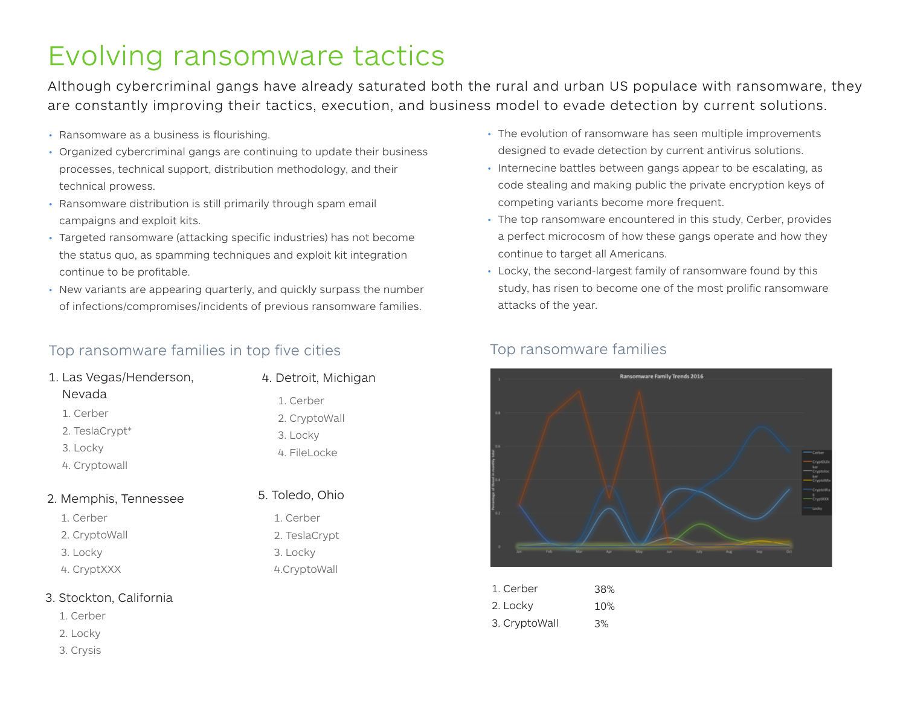# Evolving ransomware tactics

Although cybercriminal gangs have already saturated both the rural and urban US populace with ransomware, they are constantly improving their tactics, execution, and business model to evade detection by current solutions.

- Ransomware as a business is flourishing.
- Organized cybercriminal gangs are continuing to update their business processes, technical support, distribution methodology, and their technical prowess.
- Ransomware distribution is still primarily through spam email campaigns and exploit kits.
- Targeted ransomware (attacking specific industries) has not become the status quo, as spamming techniques and exploit kit integration continue to be profitable.
- New variants are appearing quarterly, and quickly surpass the number of infections/compromises/incidents of previous ransomware families.
- The evolution of ransomware has seen multiple improvements designed to evade detection by current antivirus solutions.
- Internecine battles between gangs appear to be escalating, as code stealing and making public the private encryption keys of competing variants become more frequent.
- The top ransomware encountered in this study, Cerber, provides a perfect microcosm of how these gangs operate and how they continue to target all Americans.
- Locky, the second-largest family of ransomware found by this study, has risen to become one of the most prolific ransomware attacks of the year.

## Top ransomware families in top five cities

1. Las Vegas/Henderson, Nevada
   1. Cerber
   2. TeslaCrypt*
   3. Locky
   4. Cryptowall

2. Memphis, Tennessee
   1. Cerber
   2. CryptoWall
   3. Locky
   4. CryptXXX

3. Stockton, California
   1. Cerber
   2. Locky
   3. Crysis

4. Detroit, Michigan
   1. Cerber
   2. CryptoWall
   3. Locky
   4. FileLocke

5. Toledo, Ohio
   1. Cerber
   2. TeslaCrypt
   3. Locky
   4. CryptoWall

## Top ransomware families

Ransomware Family Trends 2016

| | |
|---|---|
| 1. Cerber | 38% |
| 2. Locky | 10% |
| 3. CryptoWall | 3% |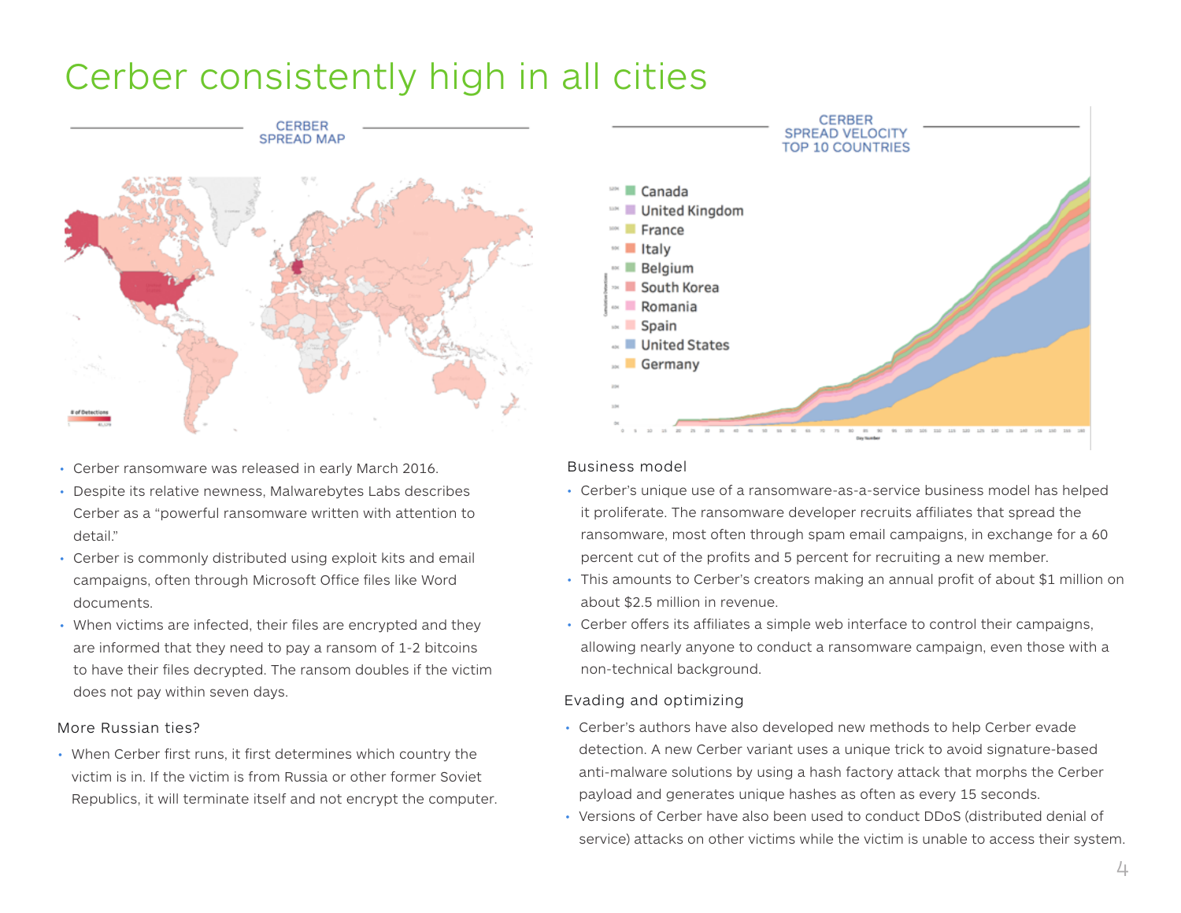# Cerber consistently high in all cities

CERBER SPREAD MAP

CERBER SPREAD VELOCITY TOP 10 COUNTRIES

- Canada
- United Kingdom
- France
- Italy
- Belgium
- South Korea
- Romania
- Spain
- United States
- Germany

- Cerber ransomware was released in early March 2016.
- Despite its relative newness, Malwarebytes Labs describes Cerber as a "powerful ransomware written with attention to detail."
- Cerber is commonly distributed using exploit kits and email campaigns, often through Microsoft Office files like Word documents.
- When victims are infected, their files are encrypted and they are informed that they need to pay a ransom of 1-2 bitcoins to have their files decrypted. The ransom doubles if the victim does not pay within seven days.

### More Russian ties?

- When Cerber first runs, it first determines which country the victim is in. If the victim is from Russia or other former Soviet Republics, it will terminate itself and not encrypt the computer.

### Business model

- Cerber's unique use of a ransomware-as-a-service business model has helped it proliferate. The ransomware developer recruits affiliates that spread the ransomware, most often through spam email campaigns, in exchange for a 60 percent cut of the profits and 5 percent for recruiting a new member.
- This amounts to Cerber's creators making an annual profit of about $1 million on about $2.5 million in revenue.
- Cerber offers its affiliates a simple web interface to control their campaigns, allowing nearly anyone to conduct a ransomware campaign, even those with a non-technical background.

### Evading and optimizing

- Cerber's authors have also developed new methods to help Cerber evade detection. A new Cerber variant uses a unique trick to avoid signature-based anti-malware solutions by using a hash factory attack that morphs the Cerber payload and generates unique hashes as often as every 15 seconds.
- Versions of Cerber have also been used to conduct DDoS (distributed denial of service) attacks on other victims while the victim is unable to access their system.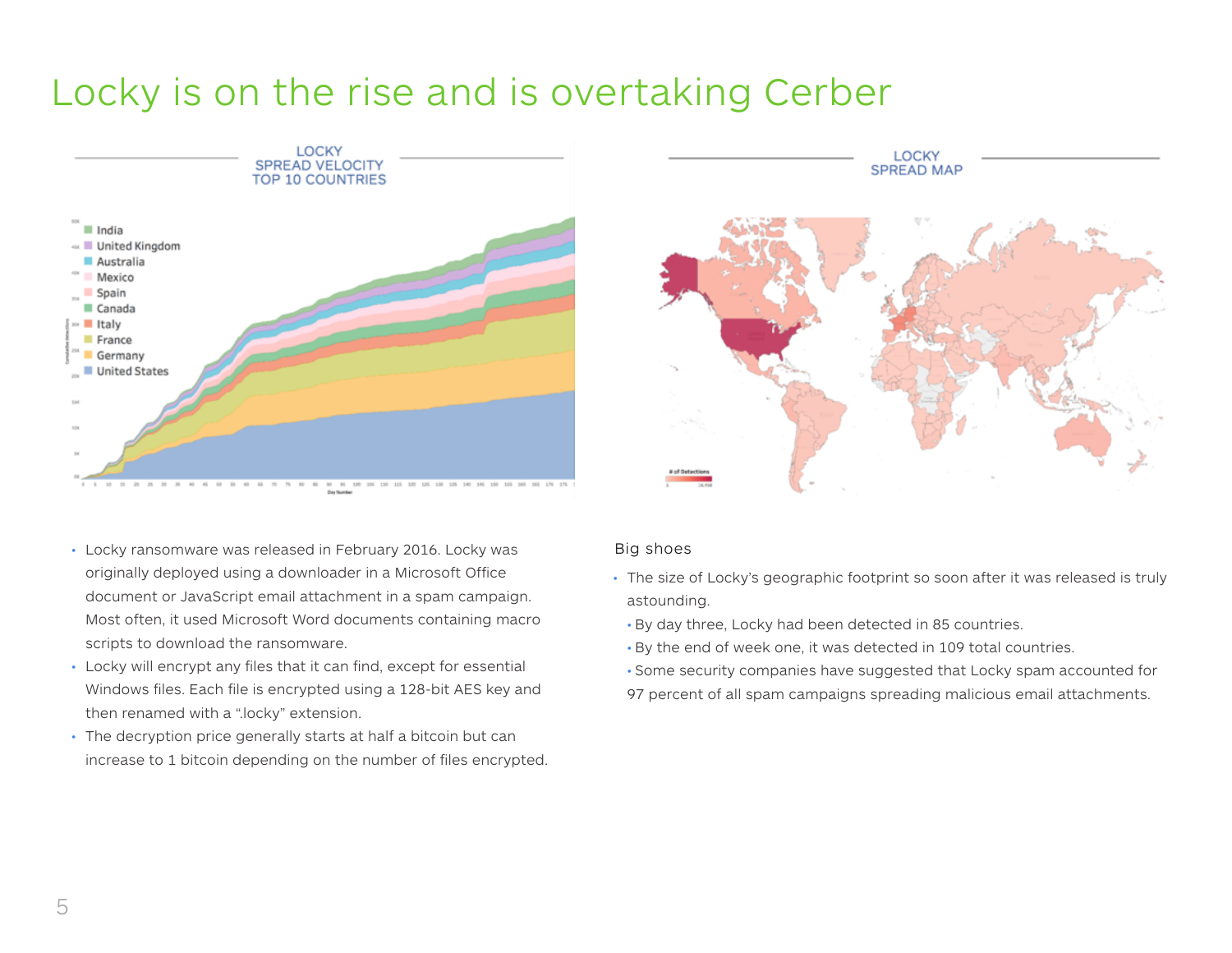# Locky is on the rise and is overtaking Cerber

LOCKY
SPREAD VELOCITY
TOP 10 COUNTRIES

LOCKY
SPREAD MAP

- Locky ransomware was released in February 2016. Locky was originally deployed using a downloader in a Microsoft Office document or JavaScript email attachment in a spam campaign. Most often, it used Microsoft Word documents containing macro scripts to download the ransomware.
- Locky will encrypt any files that it can find, except for essential Windows files. Each file is encrypted using a 128-bit AES key and then renamed with a ".locky" extension.
- The decryption price generally starts at half a bitcoin but can increase to 1 bitcoin depending on the number of files encrypted.

Big shoes

- The size of Locky's geographic footprint so soon after it was released is truly astounding.
  - By day three, Locky had been detected in 85 countries.
  - By the end of week one, it was detected in 109 total countries.
  - Some security companies have suggested that Locky spam accounted for 97 percent of all spam campaigns spreading malicious email attachments.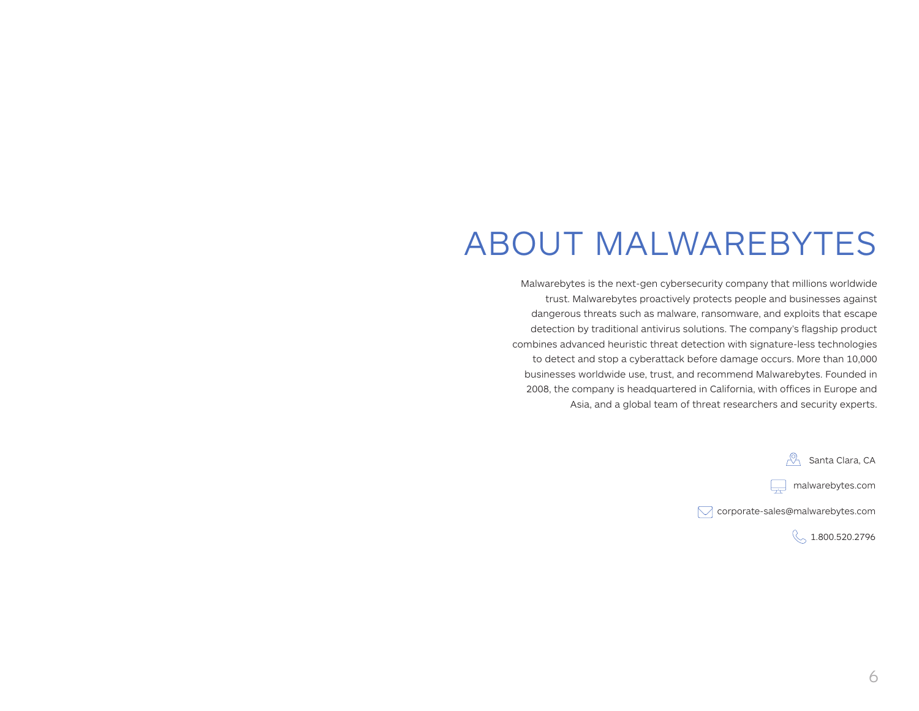# ABOUT MALWAREBYTES

Malwarebytes is the next-gen cybersecurity company that millions worldwide trust. Malwarebytes proactively protects people and businesses against dangerous threats such as malware, ransomware, and exploits that escape detection by traditional antivirus solutions. The company's flagship product combines advanced heuristic threat detection with signature-less technologies to detect and stop a cyberattack before damage occurs. More than 10,000 businesses worldwide use, trust, and recommend Malwarebytes. Founded in 2008, the company is headquartered in California, with offices in Europe and Asia, and a global team of threat researchers and security experts.

Santa Clara, CA

malwarebytes.com

corporate-sales@malwarebytes.com

1.800.520.2796